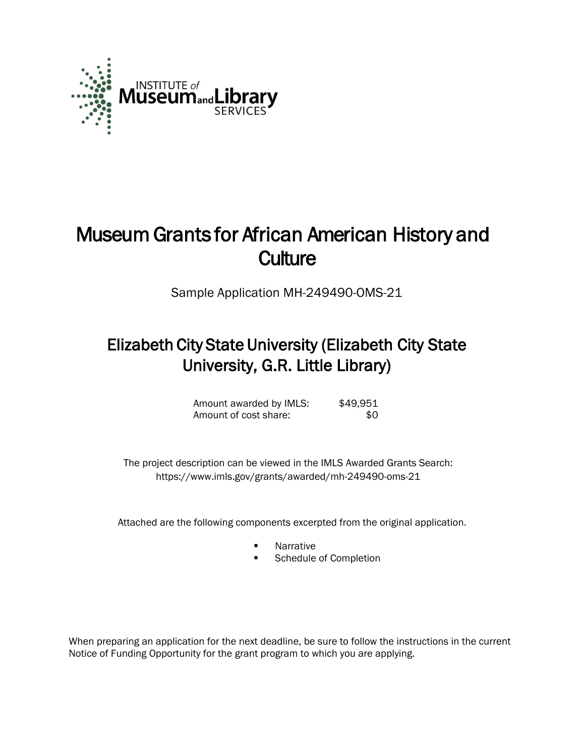INSTITUTE of Museum and Library SERVICES

# Museum Grants for African American History and Culture

Sample Application MH-249490-OMS-21

## Elizabeth City State University (Elizabeth City State University, G.R. Little Library)

| | |
|---|---|
| Amount awarded by IMLS: | $49,951 |
| Amount of cost share: | $0 |

The project description can be viewed in the IMLS Awarded Grants Search: https://www.imls.gov/grants/awarded/mh-249490-oms-21

Attached are the following components excerpted from the original application.

- Narrative
- Schedule of Completion

When preparing an application for the next deadline, be sure to follow the instructions in the current Notice of Funding Opportunity for the grant program to which you are applying.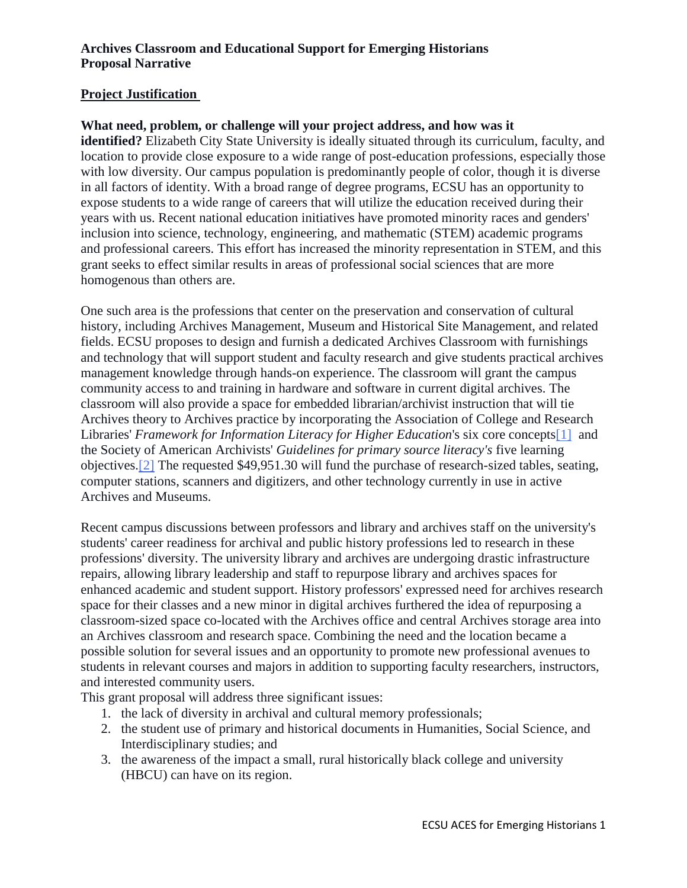**Archives Classroom and Educational Support for Emerging Historians**
**Proposal Narrative**

## Project Justification

**What need, problem, or challenge will your project address, and how was it identified?** Elizabeth City State University is ideally situated through its curriculum, faculty, and location to provide close exposure to a wide range of post-education professions, especially those with low diversity. Our campus population is predominantly people of color, though it is diverse in all factors of identity. With a broad range of degree programs, ECSU has an opportunity to expose students to a wide range of careers that will utilize the education received during their years with us. Recent national education initiatives have promoted minority races and genders' inclusion into science, technology, engineering, and mathematic (STEM) academic programs and professional careers. This effort has increased the minority representation in STEM, and this grant seeks to effect similar results in areas of professional social sciences that are more homogenous than others are.

One such area is the professions that center on the preservation and conservation of cultural history, including Archives Management, Museum and Historical Site Management, and related fields. ECSU proposes to design and furnish a dedicated Archives Classroom with furnishings and technology that will support student and faculty research and give students practical archives management knowledge through hands-on experience. The classroom will grant the campus community access to and training in hardware and software in current digital archives. The classroom will also provide a space for embedded librarian/archivist instruction that will tie Archives theory to Archives practice by incorporating the Association of College and Research Libraries' *Framework for Information Literacy for Higher Education*'s six core concepts[1] and the Society of American Archivists' *Guidelines for primary source literacy's* five learning objectives.[2] The requested $49,951.30 will fund the purchase of research-sized tables, seating, computer stations, scanners and digitizers, and other technology currently in use in active Archives and Museums.

Recent campus discussions between professors and library and archives staff on the university's students' career readiness for archival and public history professions led to research in these professions' diversity. The university library and archives are undergoing drastic infrastructure repairs, allowing library leadership and staff to repurpose library and archives spaces for enhanced academic and student support. History professors' expressed need for archives research space for their classes and a new minor in digital archives furthered the idea of repurposing a classroom-sized space co-located with the Archives office and central Archives storage area into an Archives classroom and research space. Combining the need and the location became a possible solution for several issues and an opportunity to promote new professional avenues to students in relevant courses and majors in addition to supporting faculty researchers, instructors, and interested community users.

This grant proposal will address three significant issues:

1. the lack of diversity in archival and cultural memory professionals;
2. the student use of primary and historical documents in Humanities, Social Science, and Interdisciplinary studies; and
3. the awareness of the impact a small, rural historically black college and university (HBCU) can have on its region.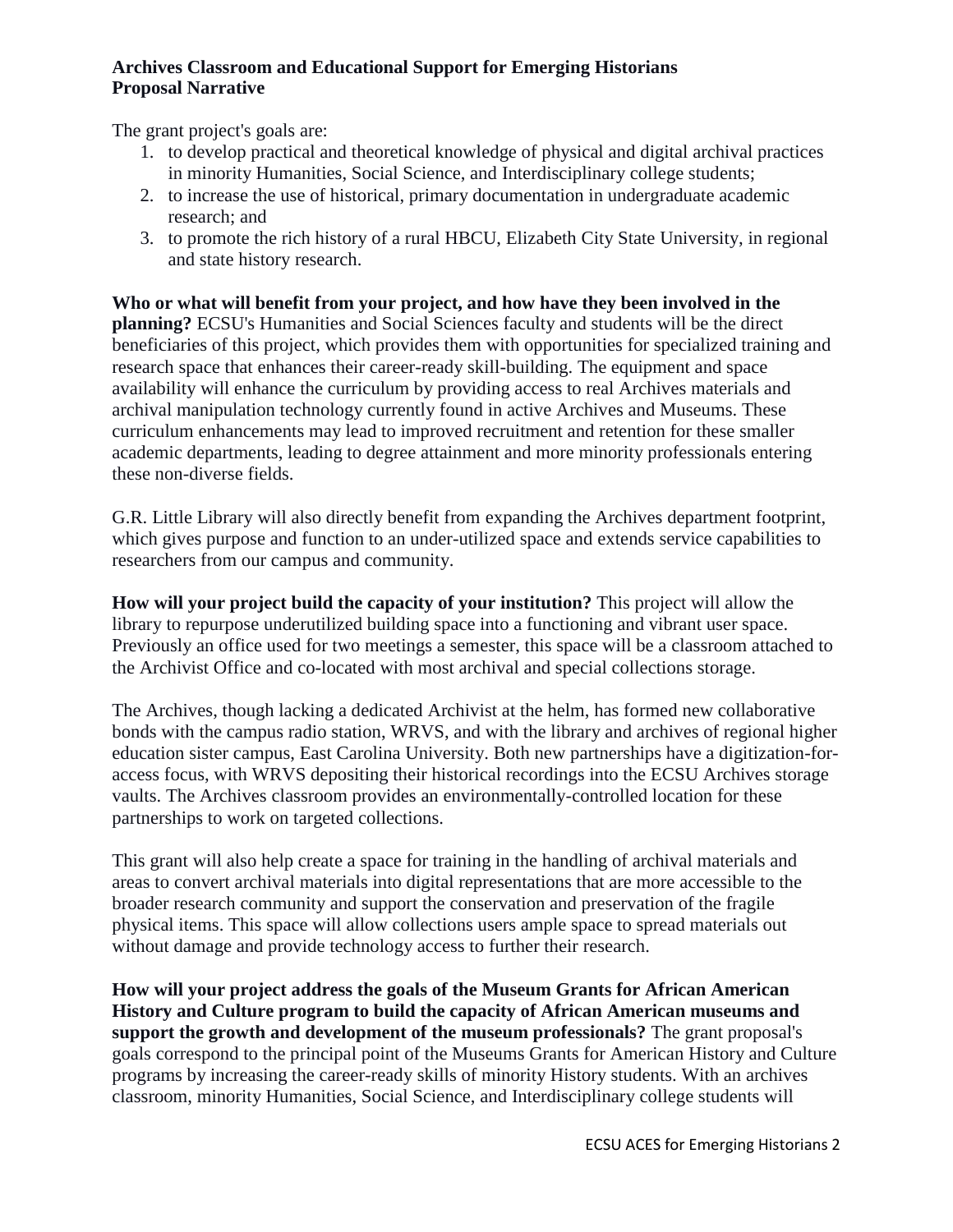**Archives Classroom and Educational Support for Emerging Historians**
**Proposal Narrative**

The grant project's goals are:

1. to develop practical and theoretical knowledge of physical and digital archival practices in minority Humanities, Social Science, and Interdisciplinary college students;
2. to increase the use of historical, primary documentation in undergraduate academic research; and
3. to promote the rich history of a rural HBCU, Elizabeth City State University, in regional and state history research.

**Who or what will benefit from your project, and how have they been involved in the planning?** ECSU's Humanities and Social Sciences faculty and students will be the direct beneficiaries of this project, which provides them with opportunities for specialized training and research space that enhances their career-ready skill-building. The equipment and space availability will enhance the curriculum by providing access to real Archives materials and archival manipulation technology currently found in active Archives and Museums. These curriculum enhancements may lead to improved recruitment and retention for these smaller academic departments, leading to degree attainment and more minority professionals entering these non-diverse fields.

G.R. Little Library will also directly benefit from expanding the Archives department footprint, which gives purpose and function to an under-utilized space and extends service capabilities to researchers from our campus and community.

**How will your project build the capacity of your institution?** This project will allow the library to repurpose underutilized building space into a functioning and vibrant user space. Previously an office used for two meetings a semester, this space will be a classroom attached to the Archivist Office and co-located with most archival and special collections storage.

The Archives, though lacking a dedicated Archivist at the helm, has formed new collaborative bonds with the campus radio station, WRVS, and with the library and archives of regional higher education sister campus, East Carolina University. Both new partnerships have a digitization-for-access focus, with WRVS depositing their historical recordings into the ECSU Archives storage vaults. The Archives classroom provides an environmentally-controlled location for these partnerships to work on targeted collections.

This grant will also help create a space for training in the handling of archival materials and areas to convert archival materials into digital representations that are more accessible to the broader research community and support the conservation and preservation of the fragile physical items. This space will allow collections users ample space to spread materials out without damage and provide technology access to further their research.

**How will your project address the goals of the Museum Grants for African American History and Culture program to build the capacity of African American museums and support the growth and development of the museum professionals?** The grant proposal's goals correspond to the principal point of the Museums Grants for American History and Culture programs by increasing the career-ready skills of minority History students. With an archives classroom, minority Humanities, Social Science, and Interdisciplinary college students will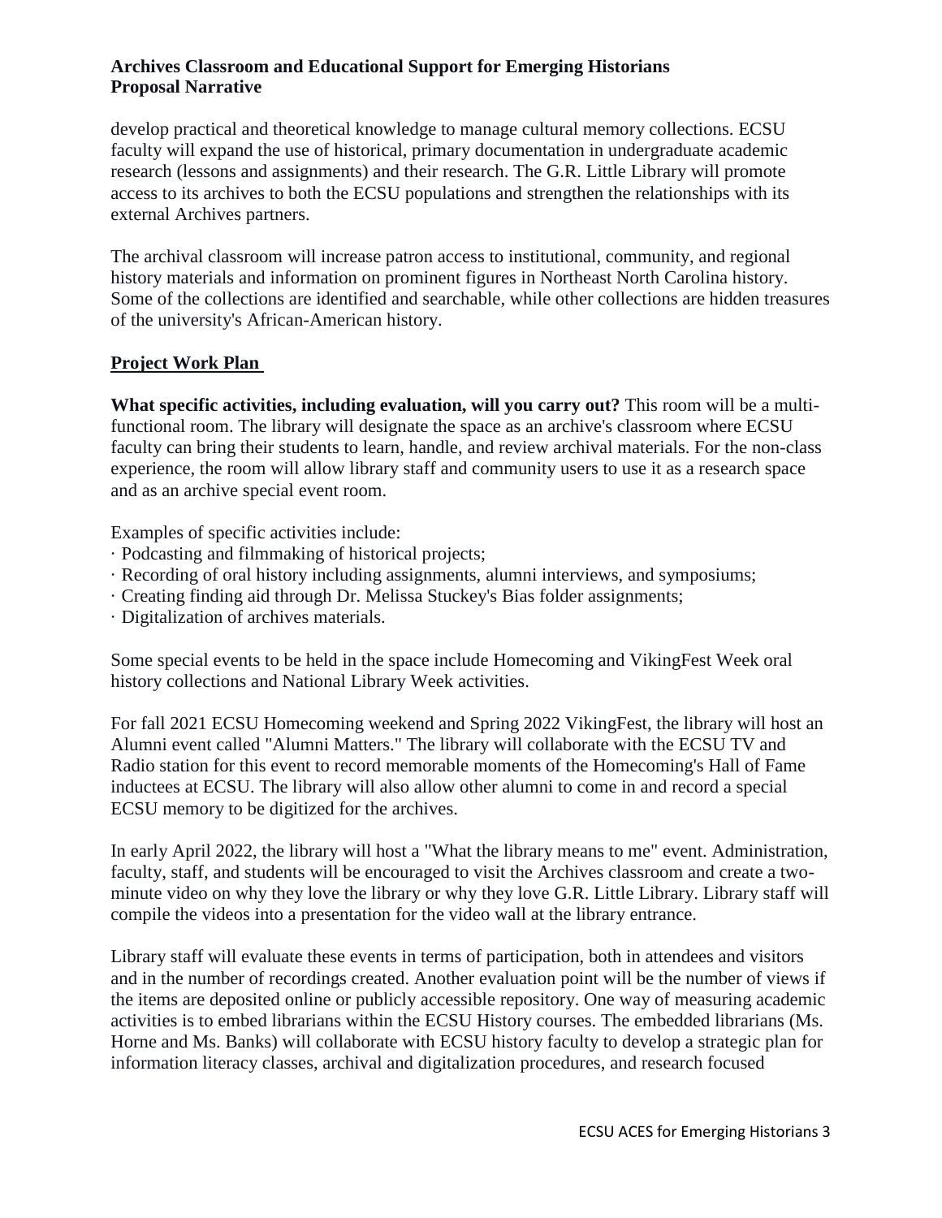**Archives Classroom and Educational Support for Emerging Historians**
**Proposal Narrative**

develop practical and theoretical knowledge to manage cultural memory collections. ECSU faculty will expand the use of historical, primary documentation in undergraduate academic research (lessons and assignments) and their research. The G.R. Little Library will promote access to its archives to both the ECSU populations and strengthen the relationships with its external Archives partners.

The archival classroom will increase patron access to institutional, community, and regional history materials and information on prominent figures in Northeast North Carolina history. Some of the collections are identified and searchable, while other collections are hidden treasures of the university's African-American history.

## Project Work Plan

**What specific activities, including evaluation, will you carry out?** This room will be a multi-functional room. The library will designate the space as an archive's classroom where ECSU faculty can bring their students to learn, handle, and review archival materials. For the non-class experience, the room will allow library staff and community users to use it as a research space and as an archive special event room.

Examples of specific activities include:

- Podcasting and filmmaking of historical projects;
- Recording of oral history including assignments, alumni interviews, and symposiums;
- Creating finding aid through Dr. Melissa Stuckey's Bias folder assignments;
- Digitalization of archives materials.

Some special events to be held in the space include Homecoming and VikingFest Week oral history collections and National Library Week activities.

For fall 2021 ECSU Homecoming weekend and Spring 2022 VikingFest, the library will host an Alumni event called "Alumni Matters." The library will collaborate with the ECSU TV and Radio station for this event to record memorable moments of the Homecoming's Hall of Fame inductees at ECSU. The library will also allow other alumni to come in and record a special ECSU memory to be digitized for the archives.

In early April 2022, the library will host a "What the library means to me" event. Administration, faculty, staff, and students will be encouraged to visit the Archives classroom and create a two-minute video on why they love the library or why they love G.R. Little Library. Library staff will compile the videos into a presentation for the video wall at the library entrance.

Library staff will evaluate these events in terms of participation, both in attendees and visitors and in the number of recordings created. Another evaluation point will be the number of views if the items are deposited online or publicly accessible repository. One way of measuring academic activities is to embed librarians within the ECSU History courses. The embedded librarians (Ms. Horne and Ms. Banks) will collaborate with ECSU history faculty to develop a strategic plan for information literacy classes, archival and digitalization procedures, and research focused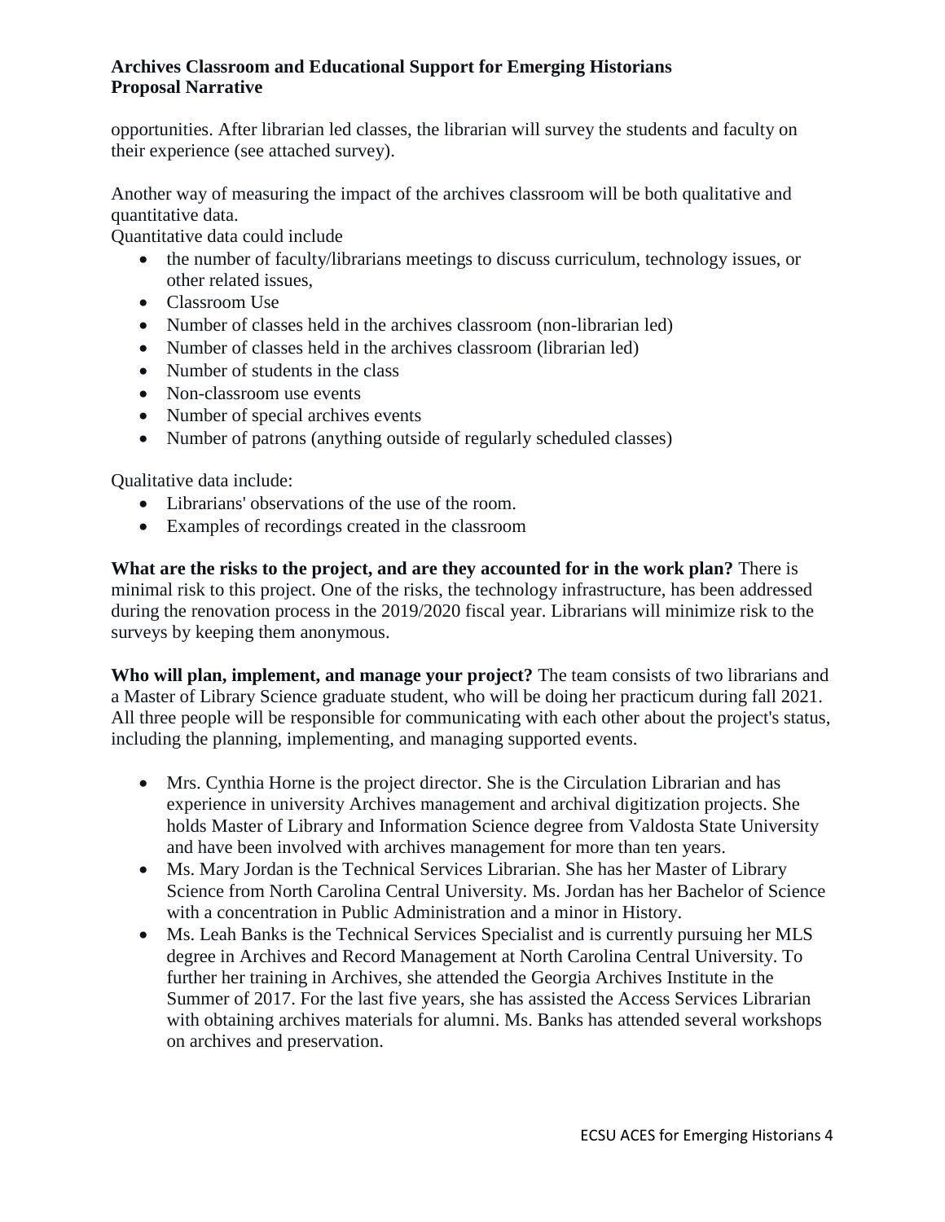opportunities. After librarian led classes, the librarian will survey the students and faculty on their experience (see attached survey).

Another way of measuring the impact of the archives classroom will be both qualitative and quantitative data.
Quantitative data could include

- the number of faculty/librarians meetings to discuss curriculum, technology issues, or other related issues,
- Classroom Use
- Number of classes held in the archives classroom (non-librarian led)
- Number of classes held in the archives classroom (librarian led)
- Number of students in the class
- Non-classroom use events
- Number of special archives events
- Number of patrons (anything outside of regularly scheduled classes)

Qualitative data include:

- Librarians' observations of the use of the room.
- Examples of recordings created in the classroom

**What are the risks to the project, and are they accounted for in the work plan?** There is minimal risk to this project. One of the risks, the technology infrastructure, has been addressed during the renovation process in the 2019/2020 fiscal year. Librarians will minimize risk to the surveys by keeping them anonymous.

**Who will plan, implement, and manage your project?** The team consists of two librarians and a Master of Library Science graduate student, who will be doing her practicum during fall 2021. All three people will be responsible for communicating with each other about the project's status, including the planning, implementing, and managing supported events.

- Mrs. Cynthia Horne is the project director. She is the Circulation Librarian and has experience in university Archives management and archival digitization projects. She holds Master of Library and Information Science degree from Valdosta State University and have been involved with archives management for more than ten years.
- Ms. Mary Jordan is the Technical Services Librarian. She has her Master of Library Science from North Carolina Central University. Ms. Jordan has her Bachelor of Science with a concentration in Public Administration and a minor in History.
- Ms. Leah Banks is the Technical Services Specialist and is currently pursuing her MLS degree in Archives and Record Management at North Carolina Central University. To further her training in Archives, she attended the Georgia Archives Institute in the Summer of 2017. For the last five years, she has assisted the Access Services Librarian with obtaining archives materials for alumni. Ms. Banks has attended several workshops on archives and preservation.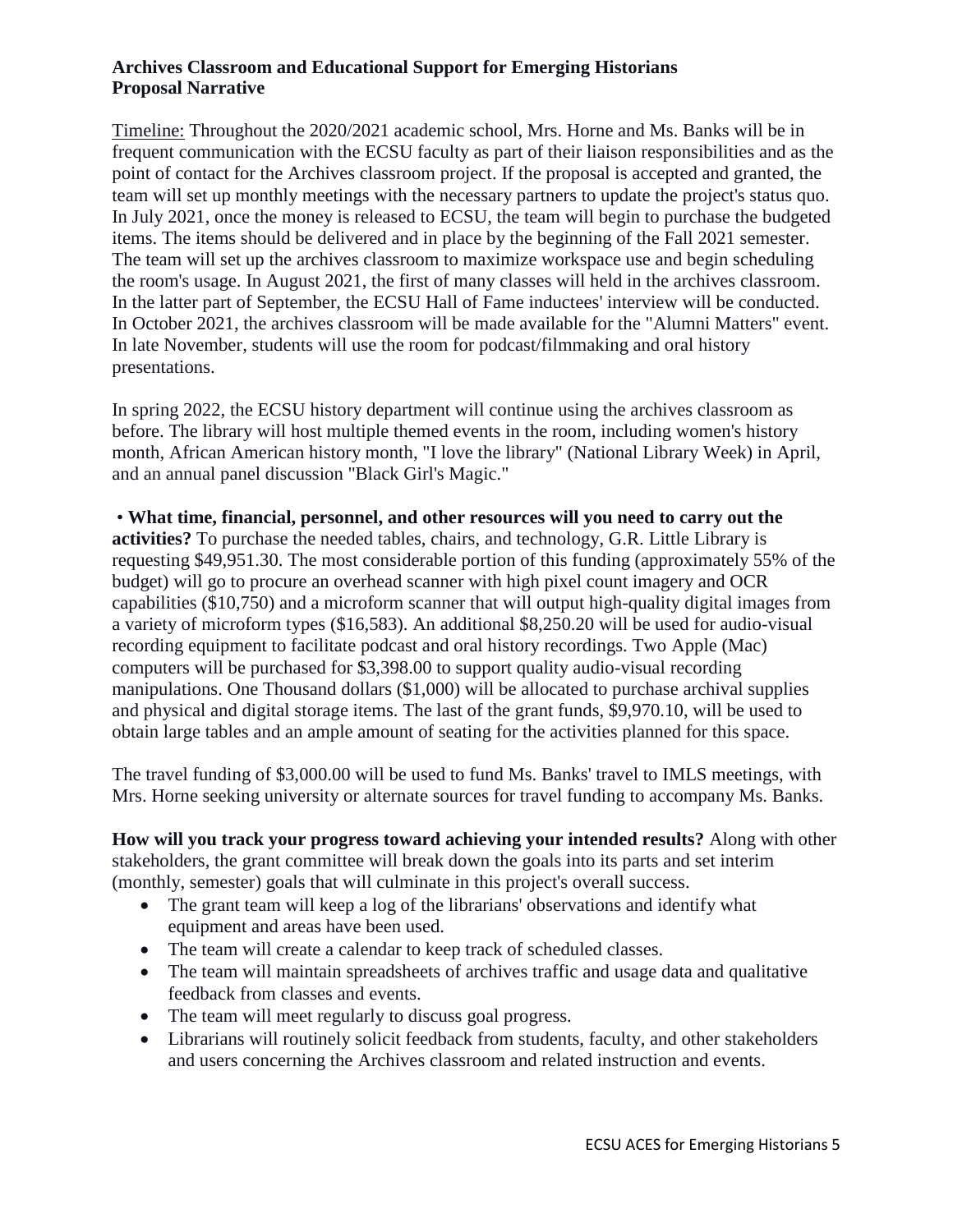**Archives Classroom and Educational Support for Emerging Historians**
**Proposal Narrative**

Timeline: Throughout the 2020/2021 academic school, Mrs. Horne and Ms. Banks will be in frequent communication with the ECSU faculty as part of their liaison responsibilities and as the point of contact for the Archives classroom project. If the proposal is accepted and granted, the team will set up monthly meetings with the necessary partners to update the project's status quo. In July 2021, once the money is released to ECSU, the team will begin to purchase the budgeted items. The items should be delivered and in place by the beginning of the Fall 2021 semester. The team will set up the archives classroom to maximize workspace use and begin scheduling the room's usage. In August 2021, the first of many classes will held in the archives classroom. In the latter part of September, the ECSU Hall of Fame inductees' interview will be conducted. In October 2021, the archives classroom will be made available for the "Alumni Matters" event. In late November, students will use the room for podcast/filmmaking and oral history presentations.

In spring 2022, the ECSU history department will continue using the archives classroom as before. The library will host multiple themed events in the room, including women's history month, African American history month, "I love the library" (National Library Week) in April, and an annual panel discussion "Black Girl's Magic."

- **What time, financial, personnel, and other resources will you need to carry out the activities?** To purchase the needed tables, chairs, and technology, G.R. Little Library is requesting $49,951.30. The most considerable portion of this funding (approximately 55% of the budget) will go to procure an overhead scanner with high pixel count imagery and OCR capabilities ($10,750) and a microform scanner that will output high-quality digital images from a variety of microform types ($16,583). An additional $8,250.20 will be used for audio-visual recording equipment to facilitate podcast and oral history recordings. Two Apple (Mac) computers will be purchased for $3,398.00 to support quality audio-visual recording manipulations. One Thousand dollars ($1,000) will be allocated to purchase archival supplies and physical and digital storage items. The last of the grant funds, $9,970.10, will be used to obtain large tables and an ample amount of seating for the activities planned for this space.

The travel funding of $3,000.00 will be used to fund Ms. Banks' travel to IMLS meetings, with Mrs. Horne seeking university or alternate sources for travel funding to accompany Ms. Banks.

**How will you track your progress toward achieving your intended results?** Along with other stakeholders, the grant committee will break down the goals into its parts and set interim (monthly, semester) goals that will culminate in this project's overall success.

- The grant team will keep a log of the librarians' observations and identify what equipment and areas have been used.
- The team will create a calendar to keep track of scheduled classes.
- The team will maintain spreadsheets of archives traffic and usage data and qualitative feedback from classes and events.
- The team will meet regularly to discuss goal progress.
- Librarians will routinely solicit feedback from students, faculty, and other stakeholders and users concerning the Archives classroom and related instruction and events.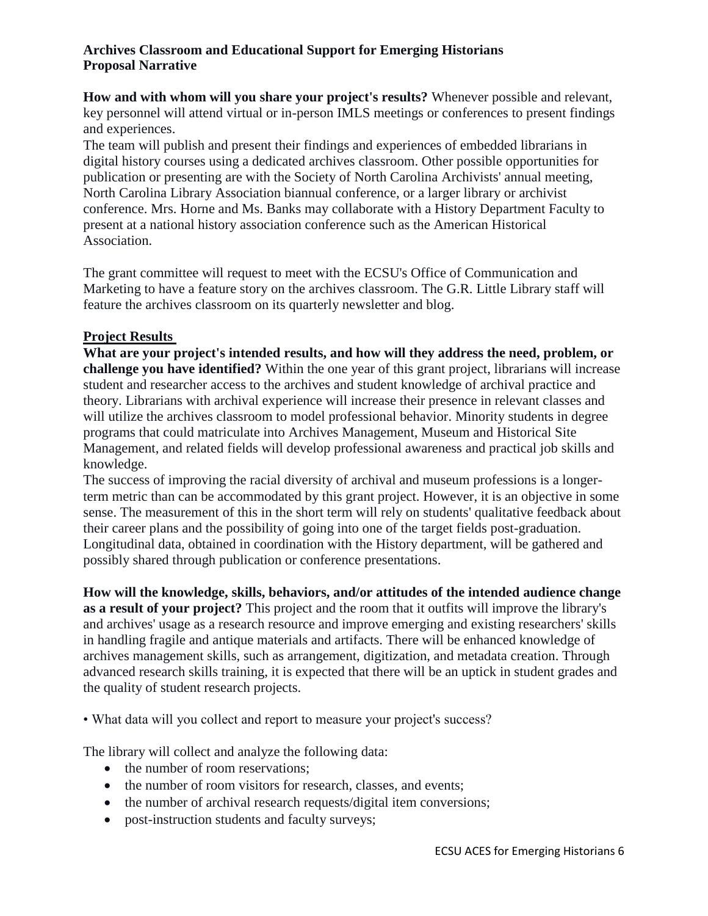**Archives Classroom and Educational Support for Emerging Historians**
**Proposal Narrative**

**How and with whom will you share your project's results?** Whenever possible and relevant, key personnel will attend virtual or in-person IMLS meetings or conferences to present findings and experiences.

The team will publish and present their findings and experiences of embedded librarians in digital history courses using a dedicated archives classroom. Other possible opportunities for publication or presenting are with the Society of North Carolina Archivists' annual meeting, North Carolina Library Association biannual conference, or a larger library or archivist conference. Mrs. Horne and Ms. Banks may collaborate with a History Department Faculty to present at a national history association conference such as the American Historical Association.

The grant committee will request to meet with the ECSU's Office of Communication and Marketing to have a feature story on the archives classroom. The G.R. Little Library staff will feature the archives classroom on its quarterly newsletter and blog.

**Project Results**

**What are your project's intended results, and how will they address the need, problem, or challenge you have identified?** Within the one year of this grant project, librarians will increase student and researcher access to the archives and student knowledge of archival practice and theory. Librarians with archival experience will increase their presence in relevant classes and will utilize the archives classroom to model professional behavior. Minority students in degree programs that could matriculate into Archives Management, Museum and Historical Site Management, and related fields will develop professional awareness and practical job skills and knowledge.

The success of improving the racial diversity of archival and museum professions is a longer-term metric than can be accommodated by this grant project. However, it is an objective in some sense. The measurement of this in the short term will rely on students' qualitative feedback about their career plans and the possibility of going into one of the target fields post-graduation. Longitudinal data, obtained in coordination with the History department, will be gathered and possibly shared through publication or conference presentations.

**How will the knowledge, skills, behaviors, and/or attitudes of the intended audience change as a result of your project?** This project and the room that it outfits will improve the library's and archives' usage as a research resource and improve emerging and existing researchers' skills in handling fragile and antique materials and artifacts. There will be enhanced knowledge of archives management skills, such as arrangement, digitization, and metadata creation. Through advanced research skills training, it is expected that there will be an uptick in student grades and the quality of student research projects.

• What data will you collect and report to measure your project's success?

The library will collect and analyze the following data:

- the number of room reservations;
- the number of room visitors for research, classes, and events;
- the number of archival research requests/digital item conversions;
- post-instruction students and faculty surveys;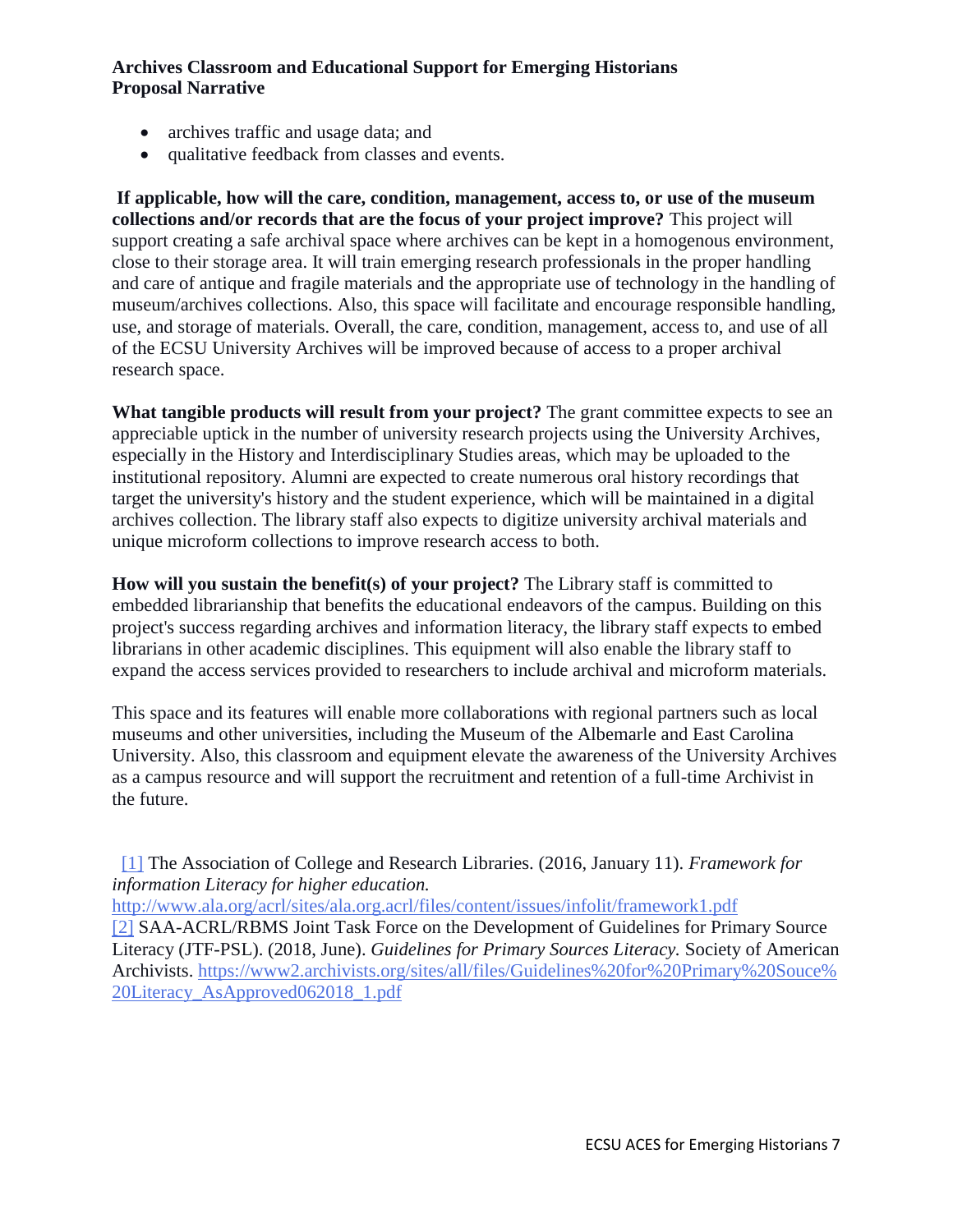- archives traffic and usage data; and
- qualitative feedback from classes and events.

**If applicable, how will the care, condition, management, access to, or use of the museum collections and/or records that are the focus of your project improve?** This project will support creating a safe archival space where archives can be kept in a homogenous environment, close to their storage area. It will train emerging research professionals in the proper handling and care of antique and fragile materials and the appropriate use of technology in the handling of museum/archives collections. Also, this space will facilitate and encourage responsible handling, use, and storage of materials. Overall, the care, condition, management, access to, and use of all of the ECSU University Archives will be improved because of access to a proper archival research space.

**What tangible products will result from your project?** The grant committee expects to see an appreciable uptick in the number of university research projects using the University Archives, especially in the History and Interdisciplinary Studies areas, which may be uploaded to the institutional repository. Alumni are expected to create numerous oral history recordings that target the university's history and the student experience, which will be maintained in a digital archives collection. The library staff also expects to digitize university archival materials and unique microform collections to improve research access to both.

**How will you sustain the benefit(s) of your project?** The Library staff is committed to embedded librarianship that benefits the educational endeavors of the campus. Building on this project's success regarding archives and information literacy, the library staff expects to embed librarians in other academic disciplines. This equipment will also enable the library staff to expand the access services provided to researchers to include archival and microform materials.

This space and its features will enable more collaborations with regional partners such as local museums and other universities, including the Museum of the Albemarle and East Carolina University. Also, this classroom and equipment elevate the awareness of the University Archives as a campus resource and will support the recruitment and retention of a full-time Archivist in the future.

[1] The Association of College and Research Libraries. (2016, January 11). *Framework for information Literacy for higher education.* http://www.ala.org/acrl/sites/ala.org.acrl/files/content/issues/infolit/framework1.pdf

[2] SAA-ACRL/RBMS Joint Task Force on the Development of Guidelines for Primary Source Literacy (JTF-PSL). (2018, June). *Guidelines for Primary Sources Literacy.* Society of American Archivists. https://www2.archivists.org/sites/all/files/Guidelines%20for%20Primary%20Souce%20Literacy_AsApproved062018_1.pdf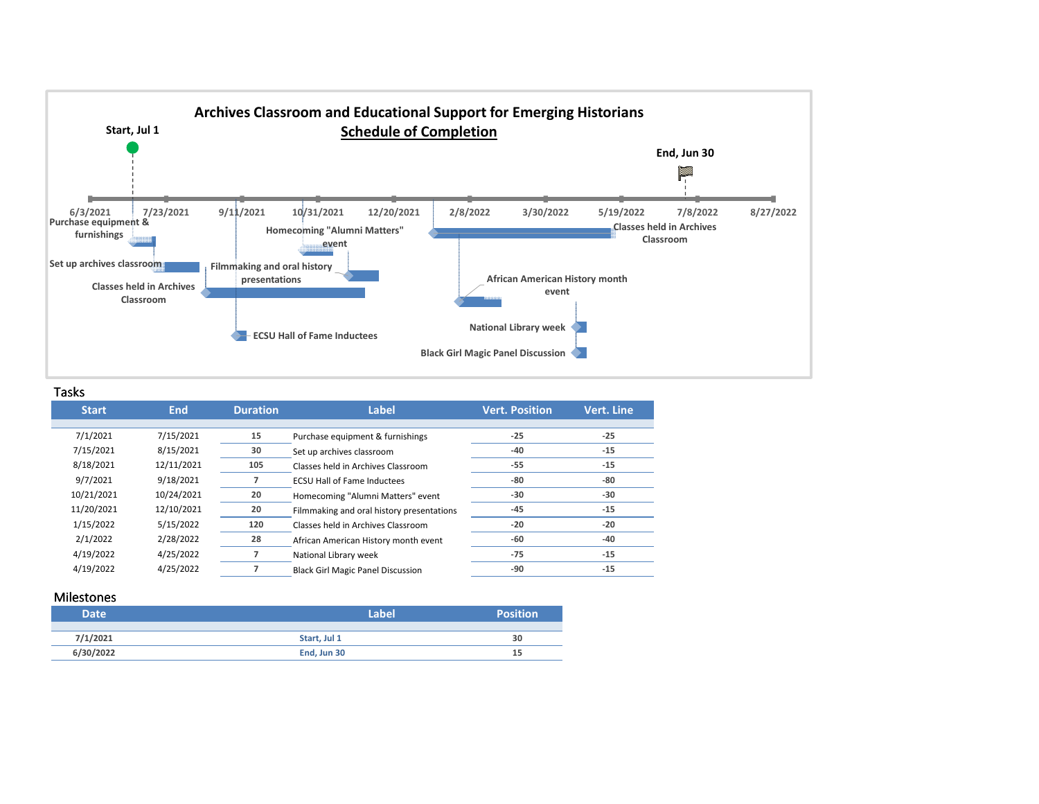Archives Classroom and Educational Support for Emerging Historians

Schedule of Completion

Start, Jul 1

End, Jun 30

6/3/2021 7/23/2021 9/11/2021 10/31/2021 12/20/2021 2/8/2022 3/30/2022 5/19/2022 7/8/2022 8/27/2022

Purchase equipment & furnishings

Set up archives classroom

Classes held in Archives Classroom

ECSU Hall of Fame Inductees

Homecoming "Alumni Matters" event

Filmmaking and oral history presentations

Classes held in Archives Classroom

African American History month event

National Library week

Black Girl Magic Panel Discussion

## Tasks

| Start | End | Duration | Label | Vert. Position | Vert. Line |
|---|---|---|---|---|---|
| 7/1/2021 | 7/15/2021 | 15 | Purchase equipment & furnishings | -25 | -25 |
| 7/15/2021 | 8/15/2021 | 30 | Set up archives classroom | -40 | -15 |
| 8/18/2021 | 12/11/2021 | 105 | Classes held in Archives Classroom | -55 | -15 |
| 9/7/2021 | 9/18/2021 | 7 | ECSU Hall of Fame Inductees | -80 | -80 |
| 10/21/2021 | 10/24/2021 | 20 | Homecoming "Alumni Matters" event | -30 | -30 |
| 11/20/2021 | 12/10/2021 | 20 | Filmmaking and oral history presentations | -45 | -15 |
| 1/15/2022 | 5/15/2022 | 120 | Classes held in Archives Classroom | -20 | -20 |
| 2/1/2022 | 2/28/2022 | 28 | African American History month event | -60 | -40 |
| 4/19/2022 | 4/25/2022 | 7 | National Library week | -75 | -15 |
| 4/19/2022 | 4/25/2022 | 7 | Black Girl Magic Panel Discussion | -90 | -15 |

## Milestones

| Date | Label | Position |
|---|---|---|
| 7/1/2021 | Start, Jul 1 | 30 |
| 6/30/2022 | End, Jun 30 | 15 |